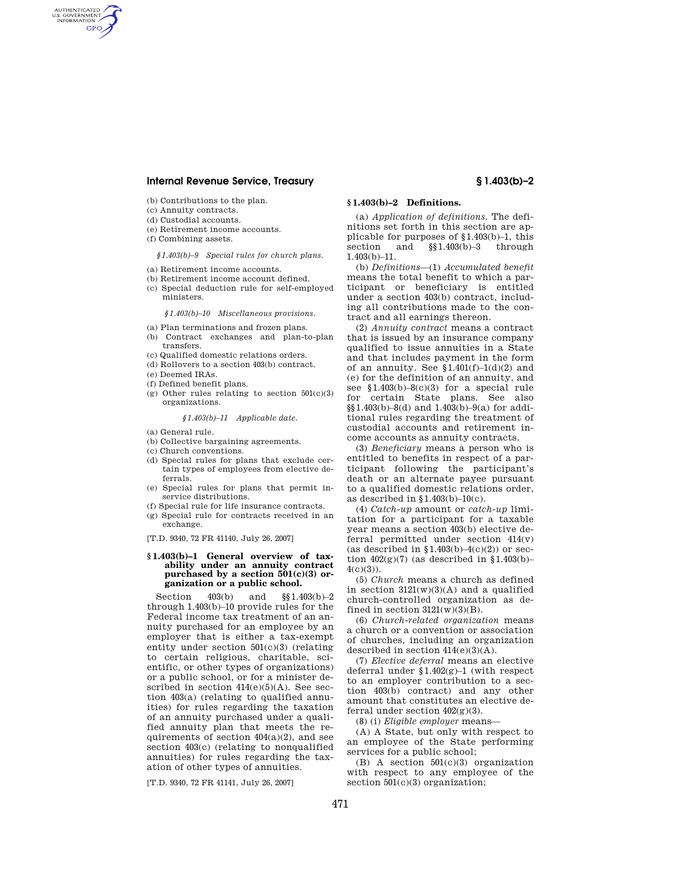(b) Contributions to the plan.
(c) Annuity contracts.
(d) Custodial accounts.
(e) Retirement income accounts.
(f) Combining assets.

*§1.403(b)–9 Special rules for church plans.*

(a) Retirement income accounts.
(b) Retirement income account defined.
(c) Special deduction rule for self-employed ministers.

*§1.403(b)–10 Miscellaneous provisions.*

(a) Plan terminations and frozen plans.
(b) Contract exchanges and plan-to-plan transfers.
(c) Qualified domestic relations orders.
(d) Rollovers to a section 403(b) contract.
(e) Deemed IRAs.
(f) Defined benefit plans.
(g) Other rules relating to section 501(c)(3) organizations.

*§1.403(b)–11 Applicable date.*

(a) General rule.
(b) Collective bargaining agreements.
(c) Church conventions.
(d) Special rules for plans that exclude certain types of employees from elective deferrals.
(e) Special rules for plans that permit in-service distributions.
(f) Special rule for life insurance contracts.
(g) Special rule for contracts received in an exchange.

[T.D. 9340, 72 FR 41140, July 26, 2007]

## §1.403(b)–1 General overview of taxability under an annuity contract purchased by a section 501(c)(3) organization or a public school.

Section 403(b) and §§1.403(b)–2 through 1.403(b)–10 provide rules for the Federal income tax treatment of an annuity purchased for an employee by an employer that is either a tax-exempt entity under section 501(c)(3) (relating to certain religious, charitable, scientific, or other types of organizations) or a public school, or for a minister described in section 414(e)(5)(A). See section 403(a) (relating to qualified annuities) for rules regarding the taxation of an annuity purchased under a qualified annuity plan that meets the requirements of section 404(a)(2), and see section 403(c) (relating to nonqualified annuities) for rules regarding the taxation of other types of annuities.

[T.D. 9340, 72 FR 41141, July 26, 2007]

## §1.403(b)–2 Definitions.

(a) *Application of definitions.* The definitions set forth in this section are applicable for purposes of §1.403(b)–1, this section and §§1.403(b)–3 through 1.403(b)–11.

(b) *Definitions*—(1) *Accumulated benefit* means the total benefit to which a participant or beneficiary is entitled under a section 403(b) contract, including all contributions made to the contract and all earnings thereon.

(2) *Annuity contract* means a contract that is issued by an insurance company qualified to issue annuities in a State and that includes payment in the form of an annuity. See §1.401(f)–1(d)(2) and (e) for the definition of an annuity, and see §1.403(b)–8(c)(3) for a special rule for certain State plans. See also §§1.403(b)–8(d) and 1.403(b)–9(a) for additional rules regarding the treatment of custodial accounts and retirement income accounts as annuity contracts.

(3) *Beneficiary* means a person who is entitled to benefits in respect of a participant following the participant's death or an alternate payee pursuant to a qualified domestic relations order, as described in §1.403(b)–10(c).

(4) *Catch-up* amount or *catch-up* limitation for a participant for a taxable year means a section 403(b) elective deferral permitted under section 414(v) (as described in §1.403(b)–4(c)(2)) or section 402(g)(7) (as described in §1.403(b)–4(c)(3)).

(5) *Church* means a church as defined in section 3121(w)(3)(A) and a qualified church-controlled organization as defined in section 3121(w)(3)(B).

(6) *Church-related organization* means a church or a convention or association of churches, including an organization described in section 414(e)(3)(A).

(7) *Elective deferral* means an elective deferral under §1.402(g)–1 (with respect to an employer contribution to a section 403(b) contract) and any other amount that constitutes an elective deferral under section 402(g)(3).

(8) (i) *Eligible employer* means—

(A) A State, but only with respect to an employee of the State performing services for a public school;

(B) A section 501(c)(3) organization with respect to any employee of the section 501(c)(3) organization;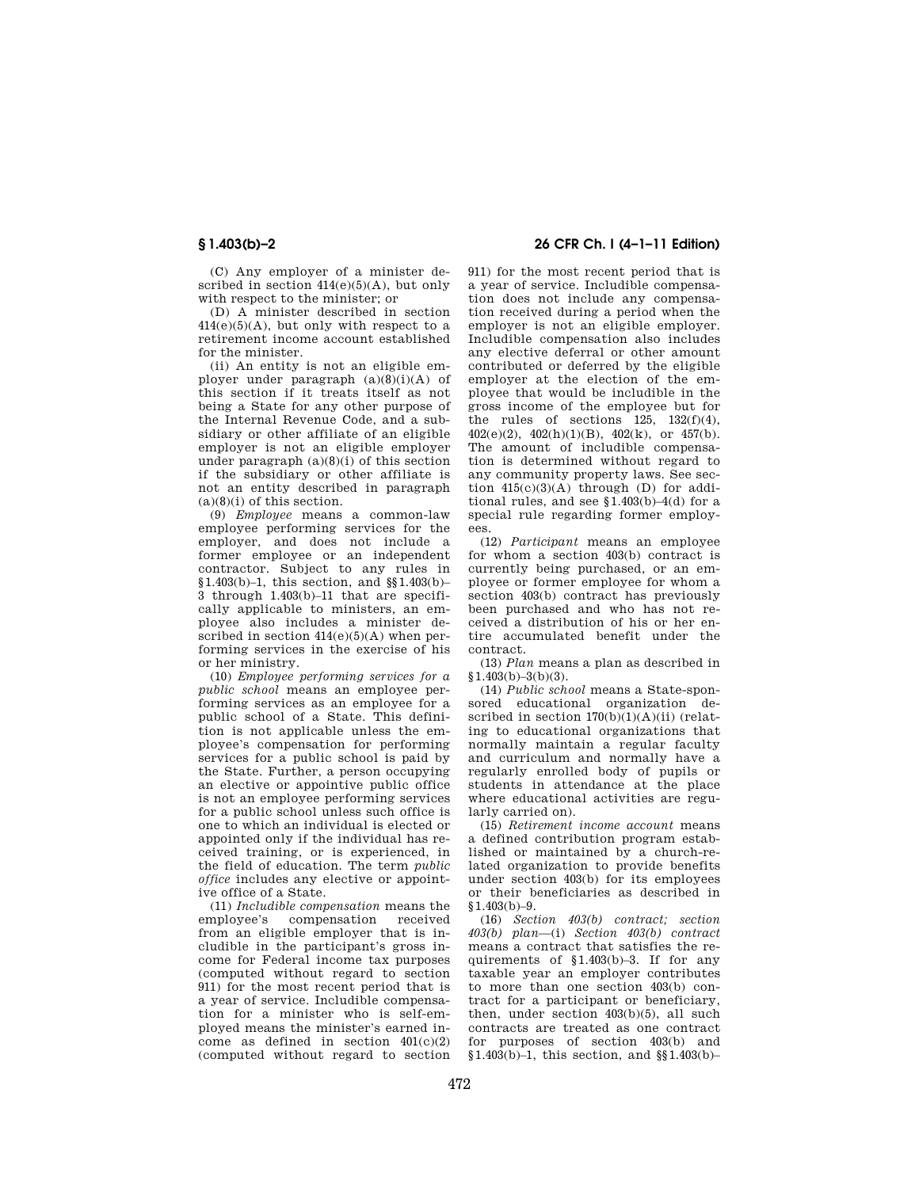(C) Any employer of a minister described in section 414(e)(5)(A), but only with respect to the minister; or

(D) A minister described in section 414(e)(5)(A), but only with respect to a retirement income account established for the minister.

(ii) An entity is not an eligible employer under paragraph (a)(8)(i)(A) of this section if it treats itself as not being a State for any other purpose of the Internal Revenue Code, and a subsidiary or other affiliate of an eligible employer is not an eligible employer under paragraph (a)(8)(i) of this section if the subsidiary or other affiliate is not an entity described in paragraph (a)(8)(i) of this section.

(9) *Employee* means a common-law employee performing services for the employer, and does not include a former employee or an independent contractor. Subject to any rules in §1.403(b)–1, this section, and §§1.403(b)–3 through 1.403(b)–11 that are specifically applicable to ministers, an employee also includes a minister described in section 414(e)(5)(A) when performing services in the exercise of his or her ministry.

(10) *Employee performing services for a public school* means an employee performing services as an employee for a public school of a State. This definition is not applicable unless the employee's compensation for performing services for a public school is paid by the State. Further, a person occupying an elective or appointive public office is not an employee performing services for a public school unless such office is one to which an individual is elected or appointed only if the individual has received training, or is experienced, in the field of education. The term *public office* includes any elective or appointive office of a State.

(11) *Includible compensation* means the employee's compensation received from an eligible employer that is includible in the participant's gross income for Federal income tax purposes (computed without regard to section 911) for the most recent period that is a year of service. Includible compensation for a minister who is self-employed means the minister's earned income as defined in section 401(c)(2) (computed without regard to section 911) for the most recent period that is a year of service. Includible compensation does not include any compensation received during a period when the employer is not an eligible employer. Includible compensation also includes any elective deferral or other amount contributed or deferred by the eligible employer at the election of the employee that would be includible in the gross income of the employee but for the rules of sections 125, 132(f)(4), 402(e)(2), 402(h)(1)(B), 402(k), or 457(b). The amount of includible compensation is determined without regard to any community property laws. See section 415(c)(3)(A) through (D) for additional rules, and see §1.403(b)–4(d) for a special rule regarding former employees.

(12) *Participant* means an employee for whom a section 403(b) contract is currently being purchased, or an employee or former employee for whom a section 403(b) contract has previously been purchased and who has not received a distribution of his or her entire accumulated benefit under the contract.

(13) *Plan* means a plan as described in §1.403(b)–3(b)(3).

(14) *Public school* means a State-sponsored educational organization described in section 170(b)(1)(A)(ii) (relating to educational organizations that normally maintain a regular faculty and curriculum and normally have a regularly enrolled body of pupils or students in attendance at the place where educational activities are regularly carried on).

(15) *Retirement income account* means a defined contribution program established or maintained by a church-related organization to provide benefits under section 403(b) for its employees or their beneficiaries as described in §1.403(b)–9.

(16) *Section 403(b) contract; section 403(b) plan*—(i) *Section 403(b) contract* means a contract that satisfies the requirements of §1.403(b)–3. If for any taxable year an employer contributes to more than one section 403(b) contract for a participant or beneficiary, then, under section 403(b)(5), all such contracts are treated as one contract for purposes of section 403(b) and §1.403(b)–1, this section, and §§1.403(b)–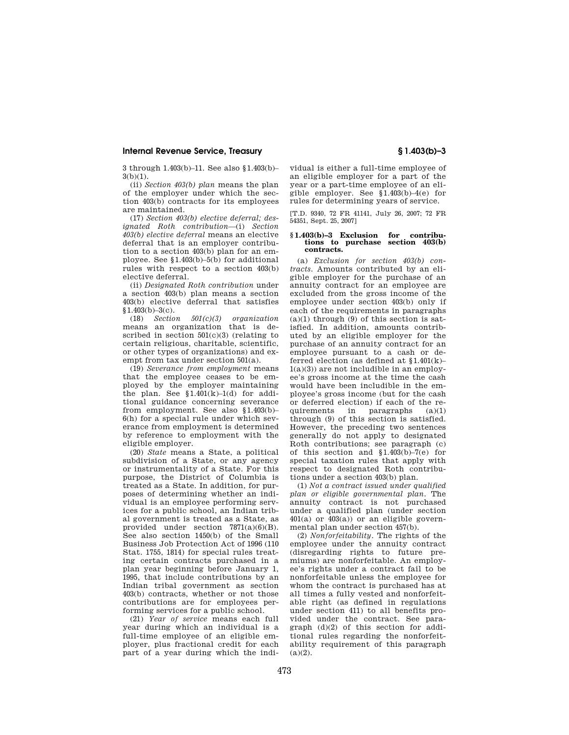3 through 1.403(b)–11. See also §1.403(b)–3(b)(1).

(ii) *Section 403(b) plan* means the plan of the employer under which the section 403(b) contracts for its employees are maintained.

(17) *Section 403(b) elective deferral; designated Roth contribution*—(i) *Section 403(b) elective deferral* means an elective deferral that is an employer contribution to a section 403(b) plan for an employee. See §1.403(b)–5(b) for additional rules with respect to a section 403(b) elective deferral.

(ii) *Designated Roth contribution* under a section 403(b) plan means a section 403(b) elective deferral that satisfies §1.403(b)–3(c).

(18) *Section 501(c)(3) organization* means an organization that is described in section 501(c)(3) (relating to certain religious, charitable, scientific, or other types of organizations) and exempt from tax under section 501(a).

(19) *Severance from employment* means that the employee ceases to be employed by the employer maintaining the plan. See §1.401(k)–1(d) for additional guidance concerning severance from employment. See also §1.403(b)–6(h) for a special rule under which severance from employment is determined by reference to employment with the eligible employer.

(20) *State* means a State, a political subdivision of a State, or any agency or instrumentality of a State. For this purpose, the District of Columbia is treated as a State. In addition, for purposes of determining whether an individual is an employee performing services for a public school, an Indian tribal government is treated as a State, as provided under section 7871(a)(6)(B). See also section 1450(b) of the Small Business Job Protection Act of 1996 (110 Stat. 1755, 1814) for special rules treating certain contracts purchased in a plan year beginning before January 1, 1995, that include contributions by an Indian tribal government as section 403(b) contracts, whether or not those contributions are for employees performing services for a public school.

(21) *Year of service* means each full year during which an individual is a full-time employee of an eligible employer, plus fractional credit for each part of a year during which the individual is either a full-time employee of an eligible employer for a part of the year or a part-time employee of an eligible employer. See §1.403(b)–4(e) for rules for determining years of service.

[T.D. 9340, 72 FR 41141, July 26, 2007; 72 FR 54351, Sept. 25, 2007]

## §1.403(b)–3 Exclusion for contributions to purchase section 403(b) contracts.

(a) *Exclusion for section 403(b) contracts.* Amounts contributed by an eligible employer for the purchase of an annuity contract for an employee are excluded from the gross income of the employee under section 403(b) only if each of the requirements in paragraphs (a)(1) through (9) of this section is satisfied. In addition, amounts contributed by an eligible employer for the purchase of an annuity contract for an employee pursuant to a cash or deferred election (as defined at §1.401(k)–1(a)(3)) are not includible in an employee's gross income at the time the cash would have been includible in the employee's gross income (but for the cash or deferred election) if each of the requirements in paragraphs (a)(1) through (9) of this section is satisfied. However, the preceding two sentences generally do not apply to designated Roth contributions; see paragraph (c) of this section and §1.403(b)–7(e) for special taxation rules that apply with respect to designated Roth contributions under a section 403(b) plan.

(1) *Not a contract issued under qualified plan or eligible governmental plan.* The annuity contract is not purchased under a qualified plan (under section 401(a) or 403(a)) or an eligible governmental plan under section 457(b).

(2) *Nonforfeitability.* The rights of the employee under the annuity contract (disregarding rights to future premiums) are nonforfeitable. An employee's rights under a contract fail to be nonforfeitable unless the employee for whom the contract is purchased has at all times a fully vested and nonforfeitable right (as defined in regulations under section 411) to all benefits provided under the contract. See paragraph (d)(2) of this section for additional rules regarding the nonforfeitability requirement of this paragraph (a)(2).